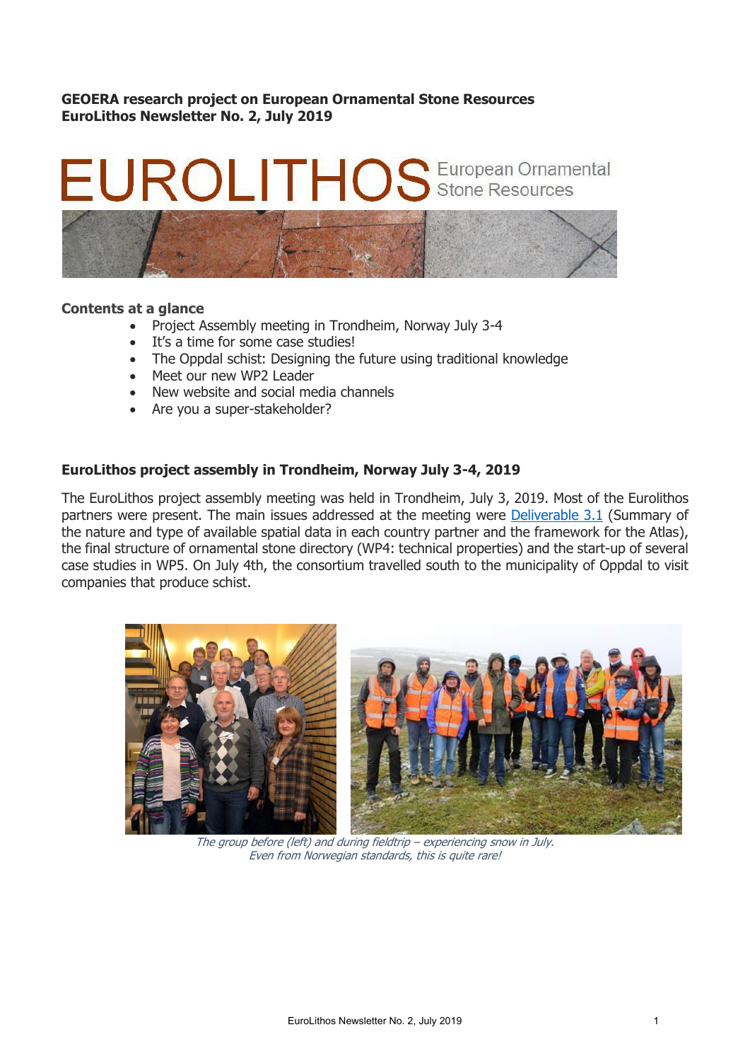**GEOERA research project on European Ornamental Stone Resources**
**EuroLithos Newsletter No. 2, July 2019**

EUROLITHOS European Ornamental Stone Resources

**Contents at a glance**

- Project Assembly meeting in Trondheim, Norway July 3-4
- It's a time for some case studies!
- The Oppdal schist: Designing the future using traditional knowledge
- Meet our new WP2 Leader
- New website and social media channels
- Are you a super-stakeholder?

## EuroLithos project assembly in Trondheim, Norway July 3-4, 2019

The EuroLithos project assembly meeting was held in Trondheim, July 3, 2019. Most of the Eurolithos partners were present. The main issues addressed at the meeting were Deliverable 3.1 (Summary of the nature and type of available spatial data in each country partner and the framework for the Atlas), the final structure of ornamental stone directory (WP4: technical properties) and the start-up of several case studies in WP5. On July 4th, the consortium travelled south to the municipality of Oppdal to visit companies that produce schist.

*The group before (left) and during fieldtrip – experiencing snow in July. Even from Norwegian standards, this is quite rare!*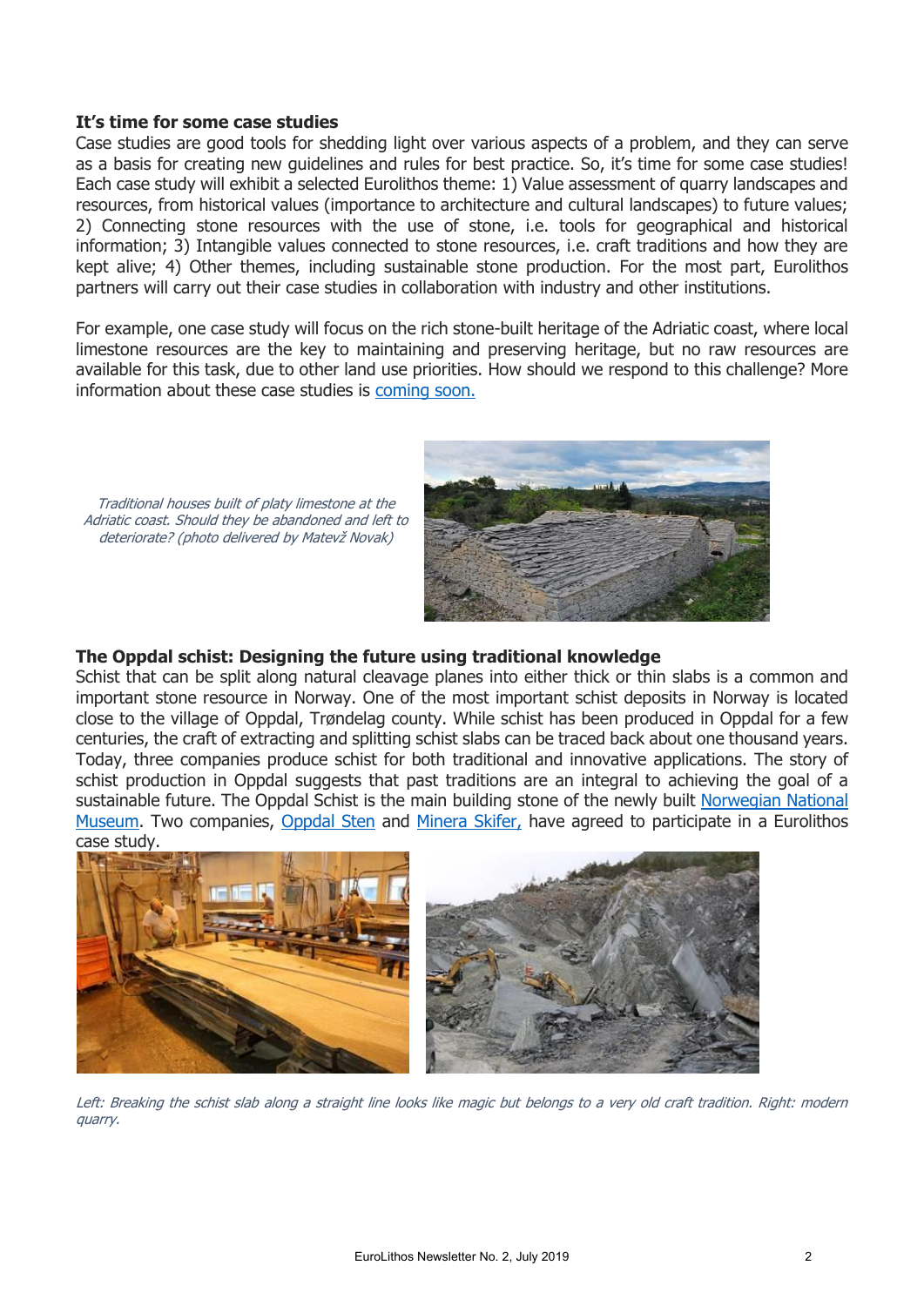**It's time for some case studies**

Case studies are good tools for shedding light over various aspects of a problem, and they can serve as a basis for creating new guidelines and rules for best practice. So, it's time for some case studies! Each case study will exhibit a selected Eurolithos theme: 1) Value assessment of quarry landscapes and resources, from historical values (importance to architecture and cultural landscapes) to future values; 2) Connecting stone resources with the use of stone, i.e. tools for geographical and historical information; 3) Intangible values connected to stone resources, i.e. craft traditions and how they are kept alive; 4) Other themes, including sustainable stone production. For the most part, Eurolithos partners will carry out their case studies in collaboration with industry and other institutions.

For example, one case study will focus on the rich stone-built heritage of the Adriatic coast, where local limestone resources are the key to maintaining and preserving heritage, but no raw resources are available for this task, due to other land use priorities. How should we respond to this challenge? More information about these case studies is [coming soon.]

*Traditional houses built of platy limestone at the Adriatic coast. Should they be abandoned and left to deteriorate? (photo delivered by Matevž Novak)*

**The Oppdal schist: Designing the future using traditional knowledge**

Schist that can be split along natural cleavage planes into either thick or thin slabs is a common and important stone resource in Norway. One of the most important schist deposits in Norway is located close to the village of Oppdal, Trøndelag county. While schist has been produced in Oppdal for a few centuries, the craft of extracting and splitting schist slabs can be traced back about one thousand years. Today, three companies produce schist for both traditional and innovative applications. The story of schist production in Oppdal suggests that past traditions are an integral to achieving the goal of a sustainable future. The Oppdal Schist is the main building stone of the newly built [Norwegian National Museum]. Two companies, [Oppdal Sten] and [Minera Skifer,] have agreed to participate in a Eurolithos case study.

*Left: Breaking the schist slab along a straight line looks like magic but belongs to a very old craft tradition. Right: modern quarry.*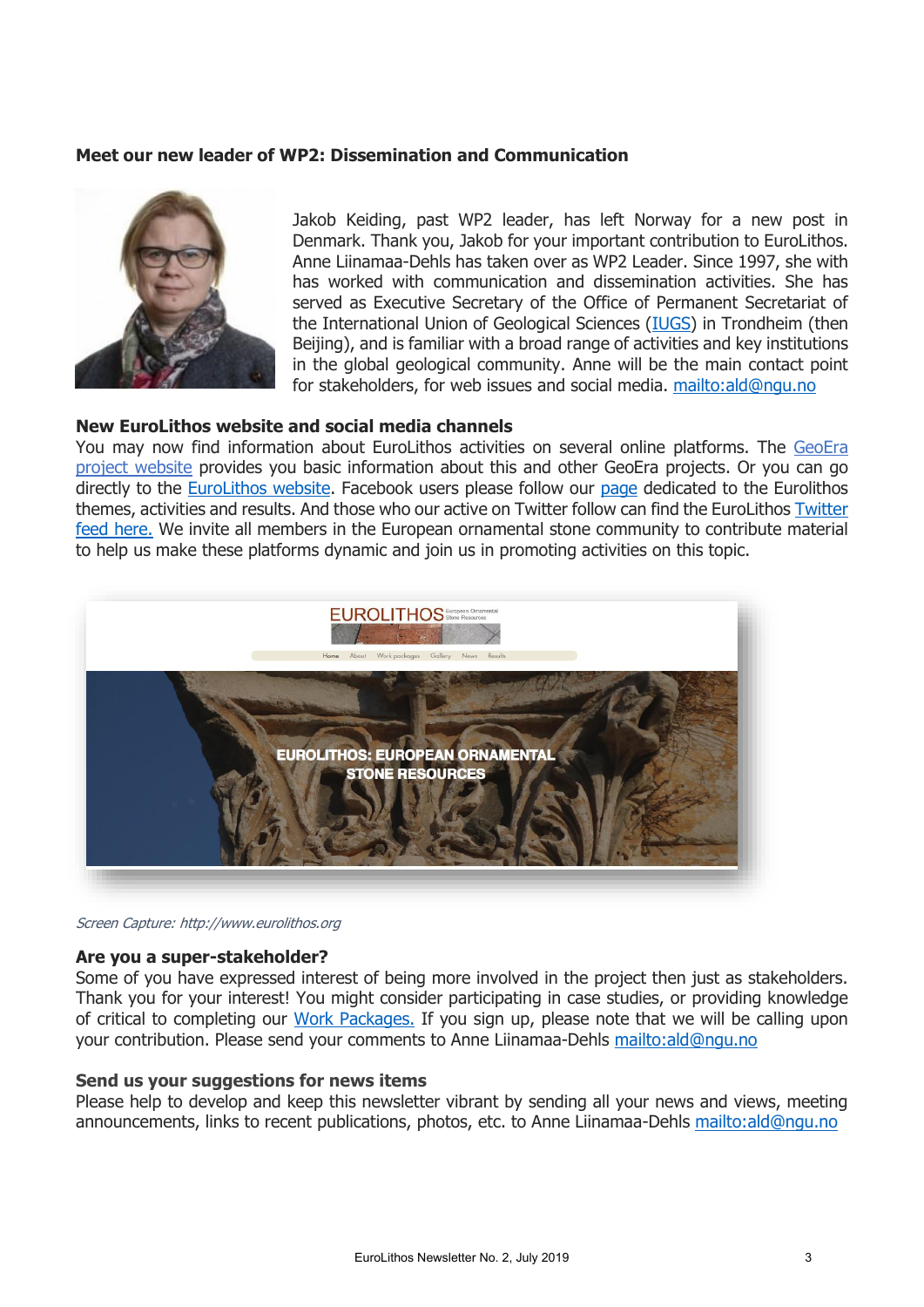**Meet our new leader of WP2: Dissemination and Communication**

Jakob Keiding, past WP2 leader, has left Norway for a new post in Denmark. Thank you, Jakob for your important contribution to EuroLithos. Anne Liinamaa-Dehls has taken over as WP2 Leader. Since 1997, she with has worked with communication and dissemination activities. She has served as Executive Secretary of the Office of Permanent Secretariat of the International Union of Geological Sciences (IUGS) in Trondheim (then Beijing), and is familiar with a broad range of activities and key institutions in the global geological community. Anne will be the main contact point for stakeholders, for web issues and social media. mailto:ald@ngu.no

**New EuroLithos website and social media channels**

You may now find information about EuroLithos activities on several online platforms. The GeoEra project website provides you basic information about this and other GeoEra projects. Or you can go directly to the EuroLithos website. Facebook users please follow our page dedicated to the Eurolithos themes, activities and results. And those who our active on Twitter follow can find the EuroLithos Twitter feed here. We invite all members in the European ornamental stone community to contribute material to help us make these platforms dynamic and join us in promoting activities on this topic.

*Screen Capture: http://www.eurolithos.org*

**Are you a super-stakeholder?**

Some of you have expressed interest of being more involved in the project then just as stakeholders. Thank you for your interest! You might consider participating in case studies, or providing knowledge of critical to completing our Work Packages. If you sign up, please note that we will be calling upon your contribution. Please send your comments to Anne Liinamaa-Dehls mailto:ald@ngu.no

**Send us your suggestions for news items**

Please help to develop and keep this newsletter vibrant by sending all your news and views, meeting announcements, links to recent publications, photos, etc. to Anne Liinamaa-Dehls mailto:ald@ngu.no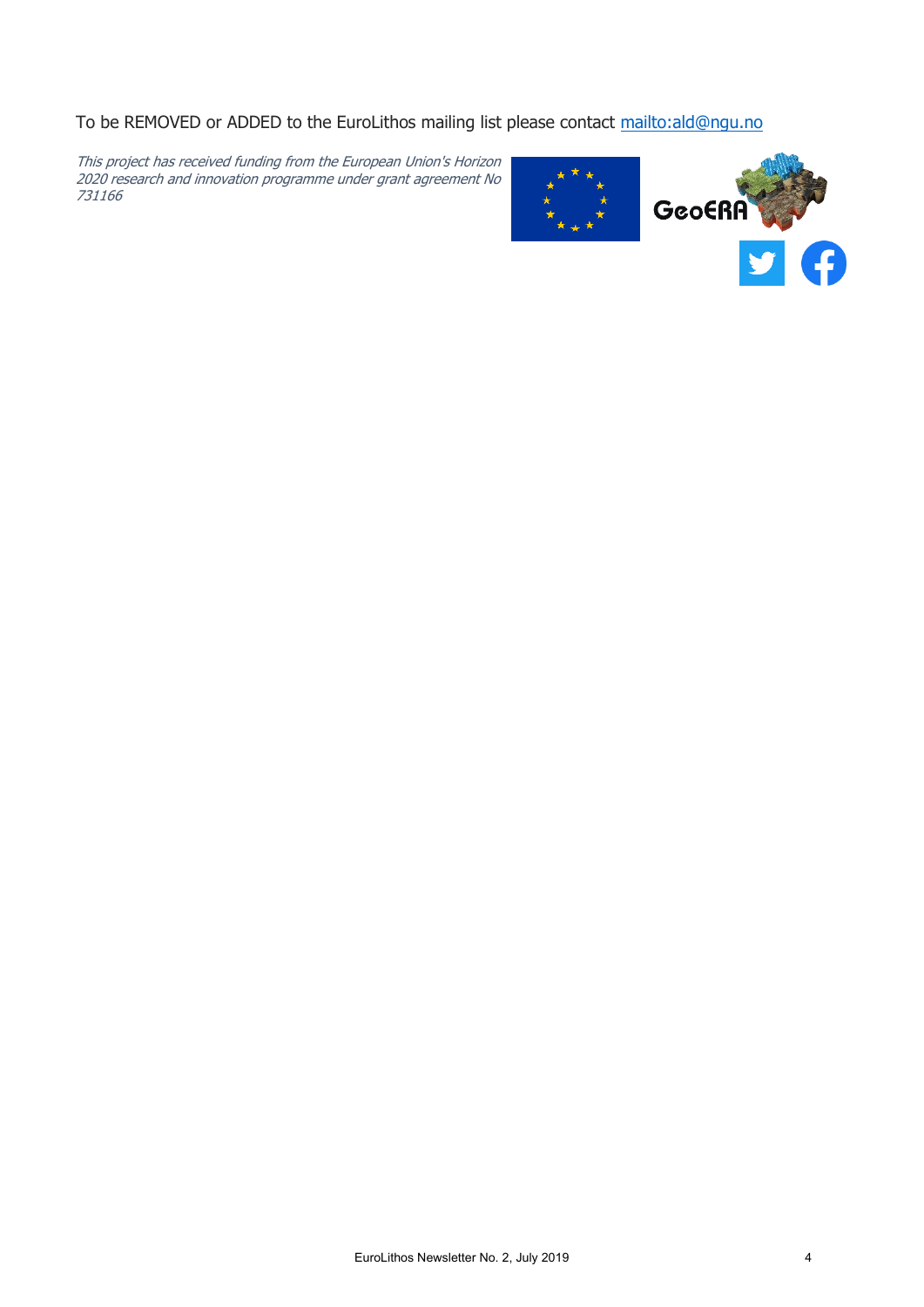To be REMOVED or ADDED to the EuroLithos mailing list please contact [mailto:ald@ngu.no](mailto:ald@ngu.no)

*This project has received funding from the European Union's Horizon 2020 research and innovation programme under grant agreement No 731166*